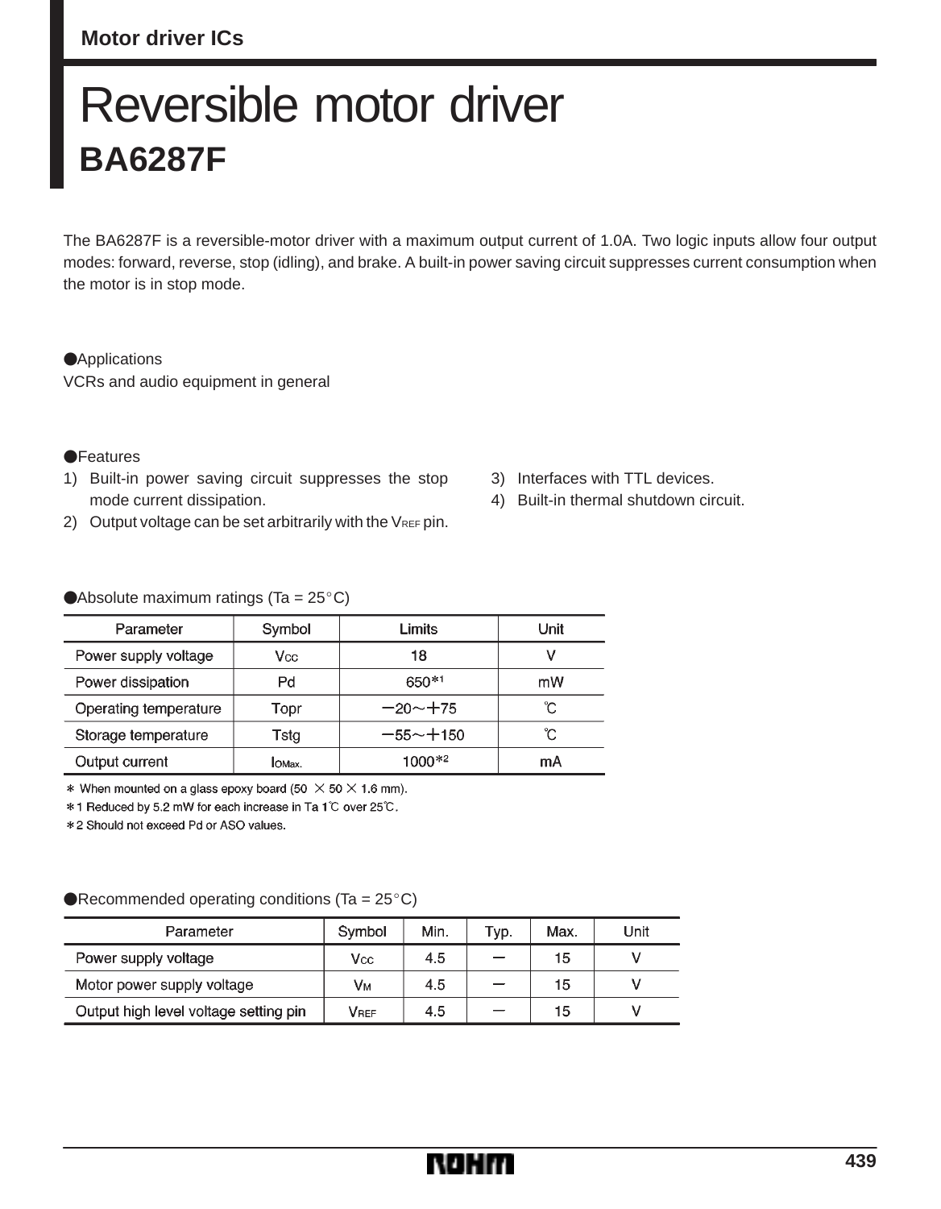Motor driver ICs

# Reversible motor driver
## BA6287F

The BA6287F is a reversible-motor driver with a maximum output current of 1.0A. Two logic inputs allow four output modes: forward, reverse, stop (idling), and brake. A built-in power saving circuit suppresses current consumption when the motor is in stop mode.

●Applications

VCRs and audio equipment in general

●Features

1) Built-in power saving circuit suppresses the stop mode current dissipation.
2) Output voltage can be set arbitrarily with the $V_{REF}$ pin.
3) Interfaces with TTL devices.
4) Built-in thermal shutdown circuit.

●Absolute maximum ratings (Ta = 25°C)

| Parameter | Symbol | Limits | Unit |
| --- | --- | --- | --- |
| Power supply voltage | $V_{CC}$ | 18 | V |
| Power dissipation | Pd | 650*1 | mW |
| Operating temperature | Topr | −20～+75 | ℃ |
| Storage temperature | Tstg | −55～+150 | ℃ |
| Output current | $I_{OMax.}$ | 1000*2 | mA |

* When mounted on a glass epoxy board (50 × 50 × 1.6 mm).
*1 Reduced by 5.2 mW for each increase in Ta 1℃ over 25℃.
*2 Should not exceed Pd or ASO values.

●Recommended operating conditions (Ta = 25°C)

| Parameter | Symbol | Min. | Typ. | Max. | Unit |
| --- | --- | --- | --- | --- | --- |
| Power supply voltage | $V_{CC}$ | 4.5 | − | 15 | V |
| Motor power supply voltage | $V_{M}$ | 4.5 | − | 15 | V |
| Output high level voltage setting pin | $V_{REF}$ | 4.5 | − | 15 | V |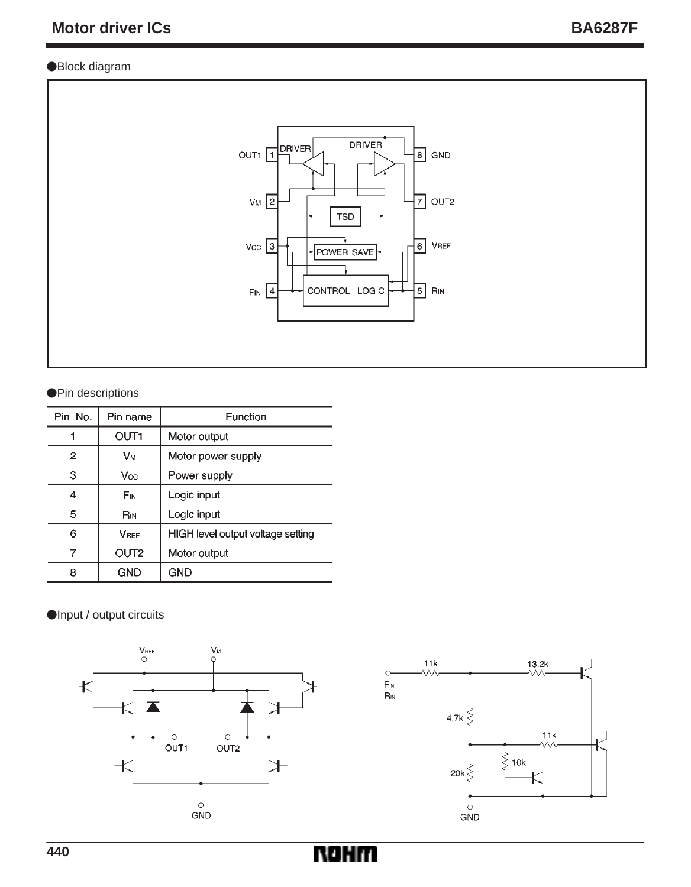## ●Block diagram

OUT1 1
VM 2
VCC 3
FIN 4
DRIVER
DRIVER
TSD
POWER SAVE
CONTROL LOGIC
8 GND
7 OUT2
6 VREF
5 RIN

## ●Pin descriptions

| Pin No. | Pin name | Function |
|---|---|---|
| 1 | OUT1 | Motor output |
| 2 | $V_M$ | Motor power supply |
| 3 | $V_{CC}$ | Power supply |
| 4 | $F_{IN}$ | Logic input |
| 5 | $R_{IN}$ | Logic input |
| 6 | $V_{REF}$ | HIGH level output voltage setting |
| 7 | OUT2 | Motor output |
| 8 | GND | GND |

## ●Input / output circuits

VREF
VM
OUT1
OUT2
GND

FIN
RIN
11k
13.2k
4.7k
11k
10k
20k
GND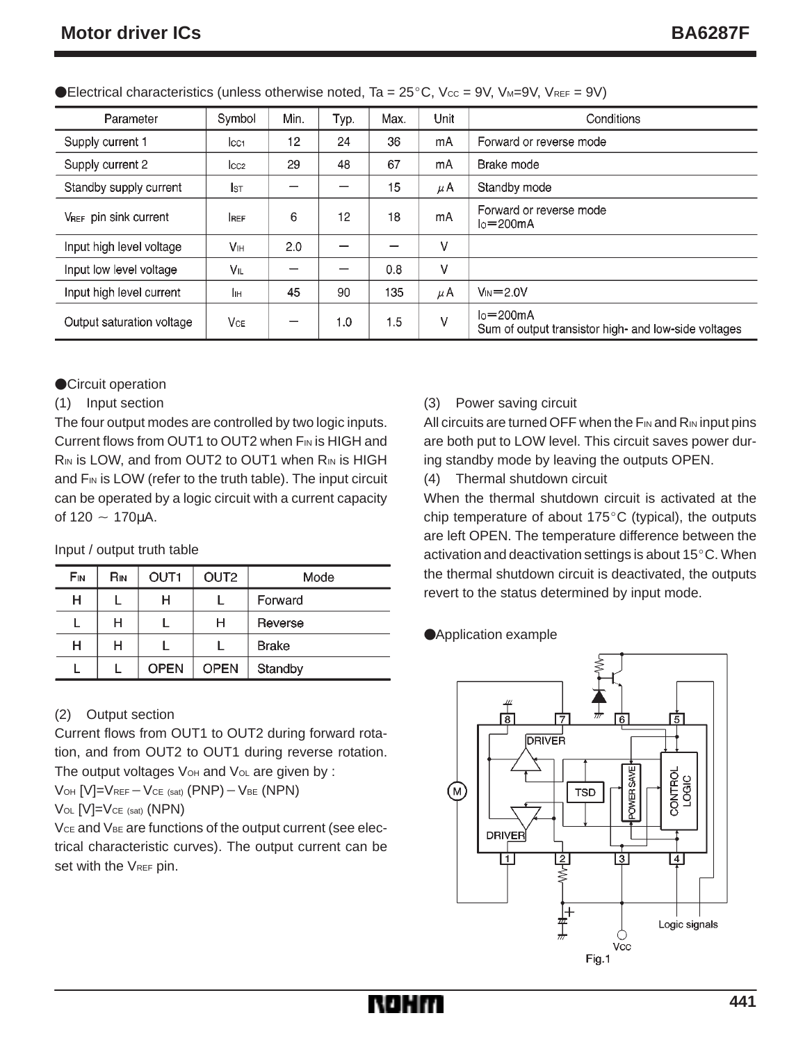●Electrical characteristics (unless otherwise noted, Ta = 25°C, $V_{CC}$ = 9V, $V_M$=9V, $V_{REF}$ = 9V)

| Parameter | Symbol | Min. | Typ. | Max. | Unit | Conditions |
|---|---|---|---|---|---|---|
| Supply current 1 | $I_{CC1}$ | 12 | 24 | 36 | mA | Forward or reverse mode |
| Supply current 2 | $I_{CC2}$ | 29 | 48 | 67 | mA | Brake mode |
| Standby supply current | $I_{ST}$ | — | — | 15 | μA | Standby mode |
| $V_{REF}$ pin sink current | $I_{REF}$ | 6 | 12 | 18 | mA | Forward or reverse mode $I_O$=200mA |
| Input high level voltage | $V_{IH}$ | 2.0 | — | — | V | |
| Input low level voltage | $V_{IL}$ | — | — | 0.8 | V | |
| Input high level current | $I_{IH}$ | 45 | 90 | 135 | μA | $V_{IN}$=2.0V |
| Output saturation voltage | $V_{CE}$ | — | 1.0 | 1.5 | V | $I_O$=200mA Sum of output transistor high- and low-side voltages |

●Circuit operation

(1) Input section

The four output modes are controlled by two logic inputs. Current flows from OUT1 to OUT2 when $F_{IN}$ is HIGH and $R_{IN}$ is LOW, and from OUT2 to OUT1 when $R_{IN}$ is HIGH and $F_{IN}$ is LOW (refer to the truth table). The input circuit can be operated by a logic circuit with a current capacity of 120 ~ 170μA.

Input / output truth table

| $F_{IN}$ | $R_{IN}$ | OUT1 | OUT2 | Mode |
|---|---|---|---|---|
| H | L | H | L | Forward |
| L | H | L | H | Reverse |
| H | H | L | L | Brake |
| L | L | OPEN | OPEN | Standby |

(2) Output section

Current flows from OUT1 to OUT2 during forward rotation, and from OUT2 to OUT1 during reverse rotation. The output voltages $V_{OH}$ and $V_{OL}$ are given by :

$V_{OH}$ [V]=$V_{REF}$ – $V_{CE\ (sat)}$ (PNP) – $V_{BE}$ (NPN)

$V_{OL}$ [V]=$V_{CE\ (sat)}$ (NPN)

$V_{CE}$ and $V_{BE}$ are functions of the output current (see electrical characteristic curves). The output current can be set with the $V_{REF}$ pin.

(3) Power saving circuit

All circuits are turned OFF when the $F_{IN}$ and $R_{IN}$ input pins are both put to LOW level. This circuit saves power during standby mode by leaving the outputs OPEN.

(4) Thermal shutdown circuit

When the thermal shutdown circuit is activated at the chip temperature of about 175°C (typical), the outputs are left OPEN. The temperature difference between the activation and deactivation settings is about 15°C. When the thermal shutdown circuit is deactivated, the outputs revert to the status determined by input mode.

●Application example

8 7 6 5
DRIVER
M
TSD
POWER SAVE
CONTROL LOGIC
DRIVER
1 2 3 4
Logic signals
Vcc

Fig.1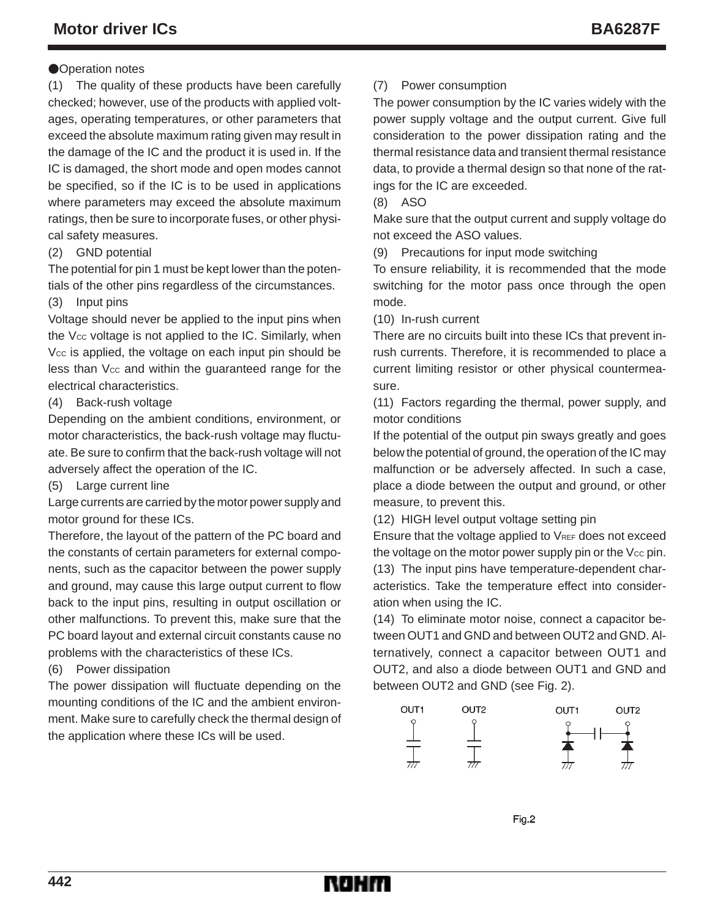## ●Operation notes

(1) The quality of these products have been carefully checked; however, use of the products with applied voltages, operating temperatures, or other parameters that exceed the absolute maximum rating given may result in the damage of the IC and the product it is used in. If the IC is damaged, the short mode and open modes cannot be specified, so if the IC is to be used in applications where parameters may exceed the absolute maximum ratings, then be sure to incorporate fuses, or other physical safety measures.

(2) GND potential

The potential for pin 1 must be kept lower than the potentials of the other pins regardless of the circumstances.

(3) Input pins

Voltage should never be applied to the input pins when the $V_{CC}$ voltage is not applied to the IC. Similarly, when $V_{CC}$ is applied, the voltage on each input pin should be less than $V_{CC}$ and within the guaranteed range for the electrical characteristics.

(4) Back-rush voltage

Depending on the ambient conditions, environment, or motor characteristics, the back-rush voltage may fluctuate. Be sure to confirm that the back-rush voltage will not adversely affect the operation of the IC.

(5) Large current line

Large currents are carried by the motor power supply and motor ground for these ICs.

Therefore, the layout of the pattern of the PC board and the constants of certain parameters for external components, such as the capacitor between the power supply and ground, may cause this large output current to flow back to the input pins, resulting in output oscillation or other malfunctions. To prevent this, make sure that the PC board layout and external circuit constants cause no problems with the characteristics of these ICs.

(6) Power dissipation

The power dissipation will fluctuate depending on the mounting conditions of the IC and the ambient environment. Make sure to carefully check the thermal design of the application where these ICs will be used.

(7) Power consumption

The power consumption by the IC varies widely with the power supply voltage and the output current. Give full consideration to the power dissipation rating and the thermal resistance data and transient thermal resistance data, to provide a thermal design so that none of the ratings for the IC are exceeded.

(8) ASO

Make sure that the output current and supply voltage do not exceed the ASO values.

(9) Precautions for input mode switching

To ensure reliability, it is recommended that the mode switching for the motor pass once through the open mode.

(10) In-rush current

There are no circuits built into these ICs that prevent in-rush currents. Therefore, it is recommended to place a current limiting resistor or other physical countermeasure.

(11) Factors regarding the thermal, power supply, and motor conditions

If the potential of the output pin sways greatly and goes below the potential of ground, the operation of the IC may malfunction or be adversely affected. In such a case, place a diode between the output and ground, or other measure, to prevent this.

(12) HIGH level output voltage setting pin

Ensure that the voltage applied to $V_{REF}$ does not exceed the voltage on the motor power supply pin or the $V_{CC}$ pin.

(13) The input pins have temperature-dependent characteristics. Take the temperature effect into consideration when using the IC.

(14) To eliminate motor noise, connect a capacitor between OUT1 and GND and between OUT2 and GND. Alternatively, connect a capacitor between OUT1 and OUT2, and also a diode between OUT1 and GND and between OUT2 and GND (see Fig. 2).

OUT1 OUT2 OUT1 OUT2

Fig.2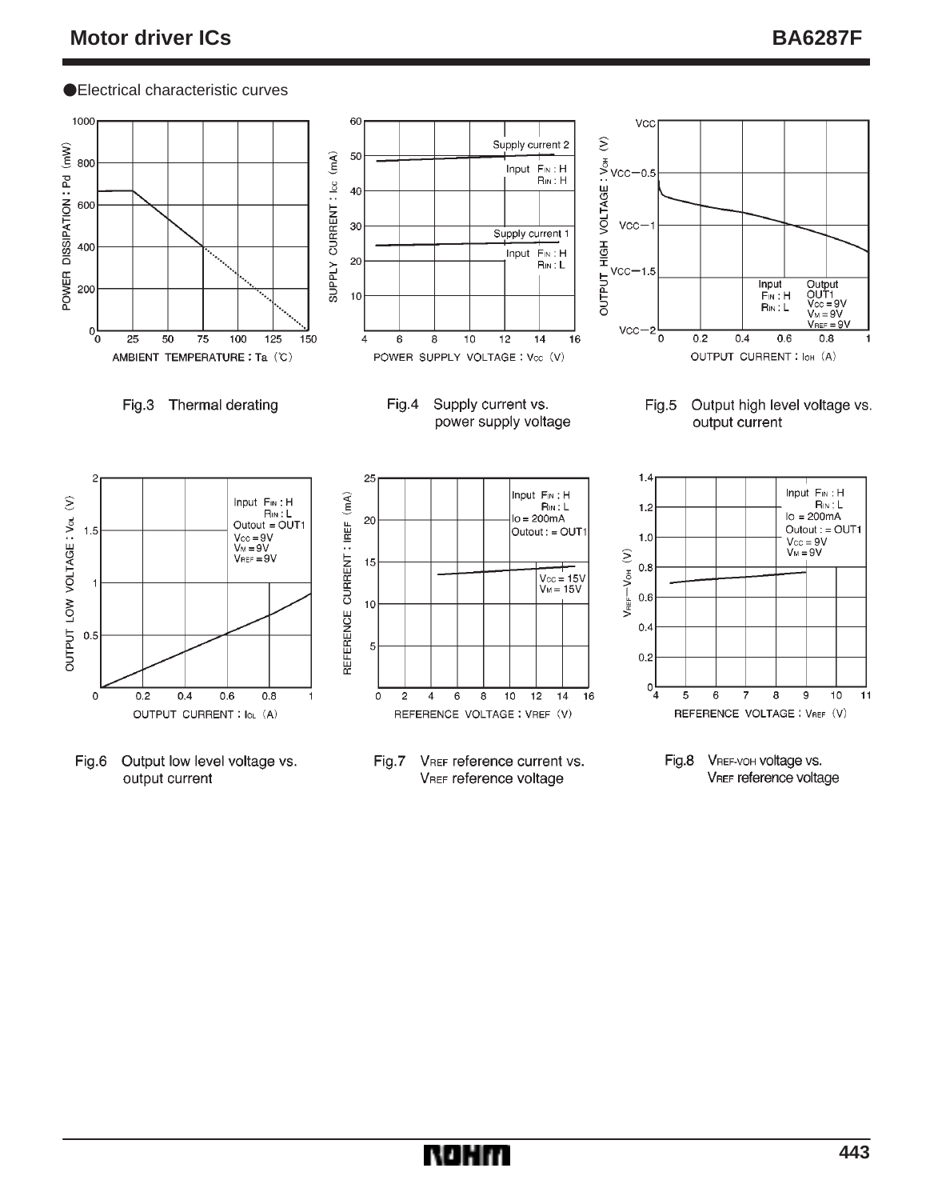●Electrical characteristic curves

Fig.3 Thermal derating

Fig.4 Supply current vs. power supply voltage

Fig.5 Output high level voltage vs. output current

Fig.6 Output low level voltage vs. output current

Fig.7 $V_{REF}$ reference current vs. $V_{REF}$ reference voltage

Fig.8 $V_{REF-VOH}$ voltage vs. $V_{REF}$ reference voltage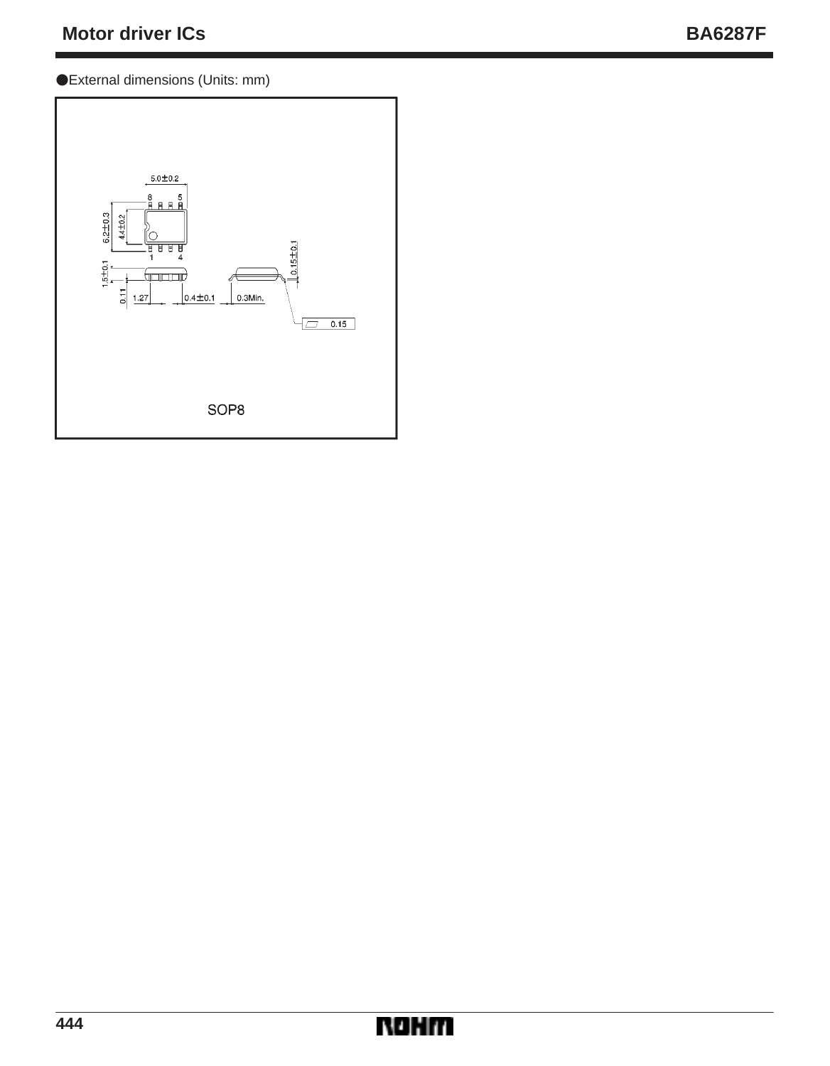●External dimensions (Units: mm)

5.0±0.2

8 5

6.2±0.3

4.4±0.2

1 4

1.5±0.1

0.11

1.27

0.4±0.1

0.3Min.

0.15±0.1

0.15

SOP8